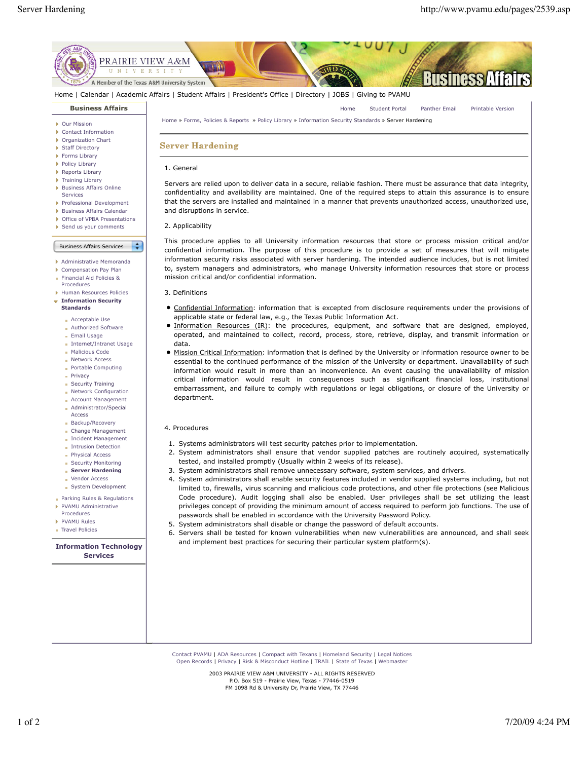# Server Hardening

1. General

Servers are relied upon to deliver data in a secure, reliable fashion. There must be assurance that data integrity, confidentiality and availability are maintained. One of the required steps to attain this assurance is to ensure that the servers are installed and maintained in a manner that prevents unauthorized access, unauthorized use, and disruptions in service.

2. Applicability

This procedure applies to all University information resources that store or process mission critical and/or confidential information. The purpose of this procedure is to provide a set of measures that will mitigate information security risks associated with server hardening. The intended audience includes, but is not limited to, system managers and administrators, who manage University information resources that store or process mission critical and/or confidential information.

3. Definitions

- Confidential Information: information that is excepted from disclosure requirements under the provisions of applicable state or federal law, e.g., the Texas Public Information Act.
- Information Resources (IR): the procedures, equipment, and software that are designed, employed, operated, and maintained to collect, record, process, store, retrieve, display, and transmit information or data.
- Mission Critical Information: information that is defined by the University or information resource owner to be essential to the continued performance of the mission of the University or department. Unavailability of such information would result in more than an inconvenience. An event causing the unavailability of mission critical information would result in consequences such as significant financial loss, institutional embarrassment, and failure to comply with regulations or legal obligations, or closure of the University or department.

4. Procedures

1. Systems administrators will test security patches prior to implementation.
2. System administrators shall ensure that vendor supplied patches are routinely acquired, systematically tested, and installed promptly (Usually within 2 weeks of its release).
3. System administrators shall remove unnecessary software, system services, and drivers.
4. System administrators shall enable security features included in vendor supplied systems including, but not limited to, firewalls, virus scanning and malicious code protections, and other file protections (see Malicious Code procedure). Audit logging shall also be enabled. User privileges shall be set utilizing the least privileges concept of providing the minimum amount of access required to perform job functions. The use of passwords shall be enabled in accordance with the University Password Policy.
5. System administrators shall disable or change the password of default accounts.
6. Servers shall be tested for known vulnerabilities when new vulnerabilities are announced, and shall seek and implement best practices for securing their particular system platform(s).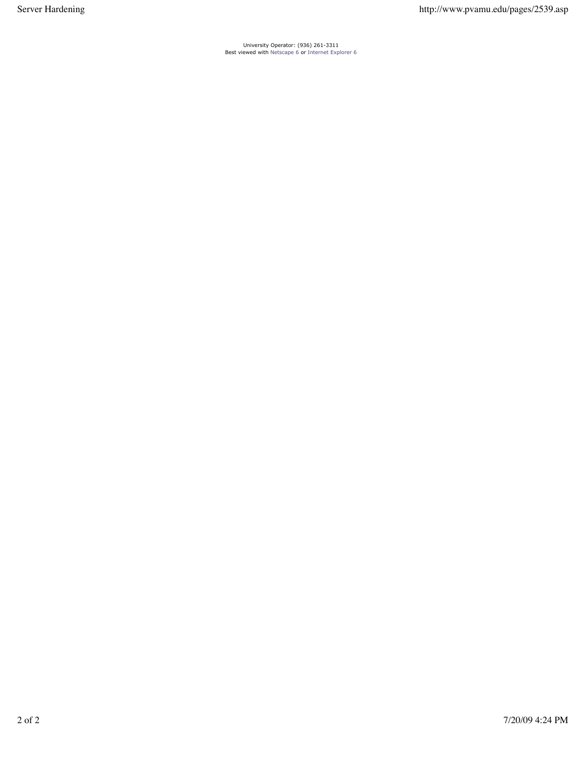University Operator: (936) 261-3311
Best viewed with Netscape 6 or Internet Explorer 6